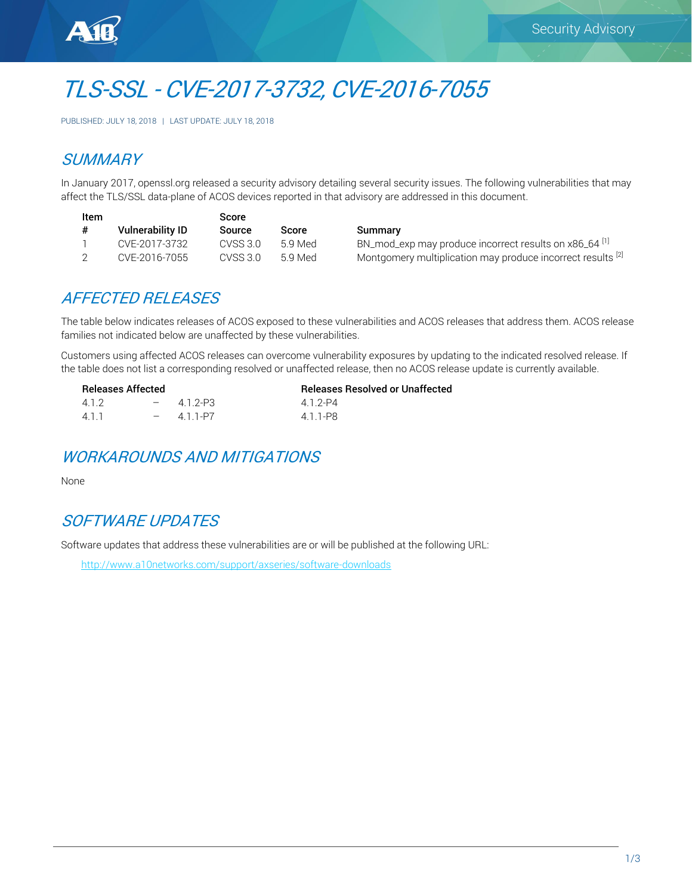# TLS-SSL - CVE-2017-3732, CVE-2016-7055

PUBLISHED: JULY 18, 2018 | LAST UPDATE: JULY 18, 2018

## SUMMARY

In January 2017, openssl.org released a security advisory detailing several security issues. The following vulnerabilities that may affect the TLS/SSL data-plane of ACOS devices reported in that advisory are addressed in this document.

| Item # | Vulnerability ID | Score Source | Score | Summary |
|---|---|---|---|---|
| 1 | CVE-2017-3732 | CVSS 3.0 | 5.9 Med | BN_mod_exp may produce incorrect results on x86_64 [1] |
| 2 | CVE-2016-7055 | CVSS 3.0 | 5.9 Med | Montgomery multiplication may produce incorrect results [2] |

## AFFECTED RELEASES

The table below indicates releases of ACOS exposed to these vulnerabilities and ACOS releases that address them. ACOS release families not indicated below are unaffected by these vulnerabilities.

Customers using affected ACOS releases can overcome vulnerability exposures by updating to the indicated resolved release. If the table does not list a corresponding resolved or unaffected release, then no ACOS release update is currently available.

| Releases Affected | Releases Resolved or Unaffected |
|---|---|
| 4.1.2 – 4.1.2-P3 | 4.1.2-P4 |
| 4.1.1 – 4.1.1-P7 | 4.1.1-P8 |

## WORKAROUNDS AND MITIGATIONS

None

## SOFTWARE UPDATES

Software updates that address these vulnerabilities are or will be published at the following URL:

http://www.a10networks.com/support/axseries/software-downloads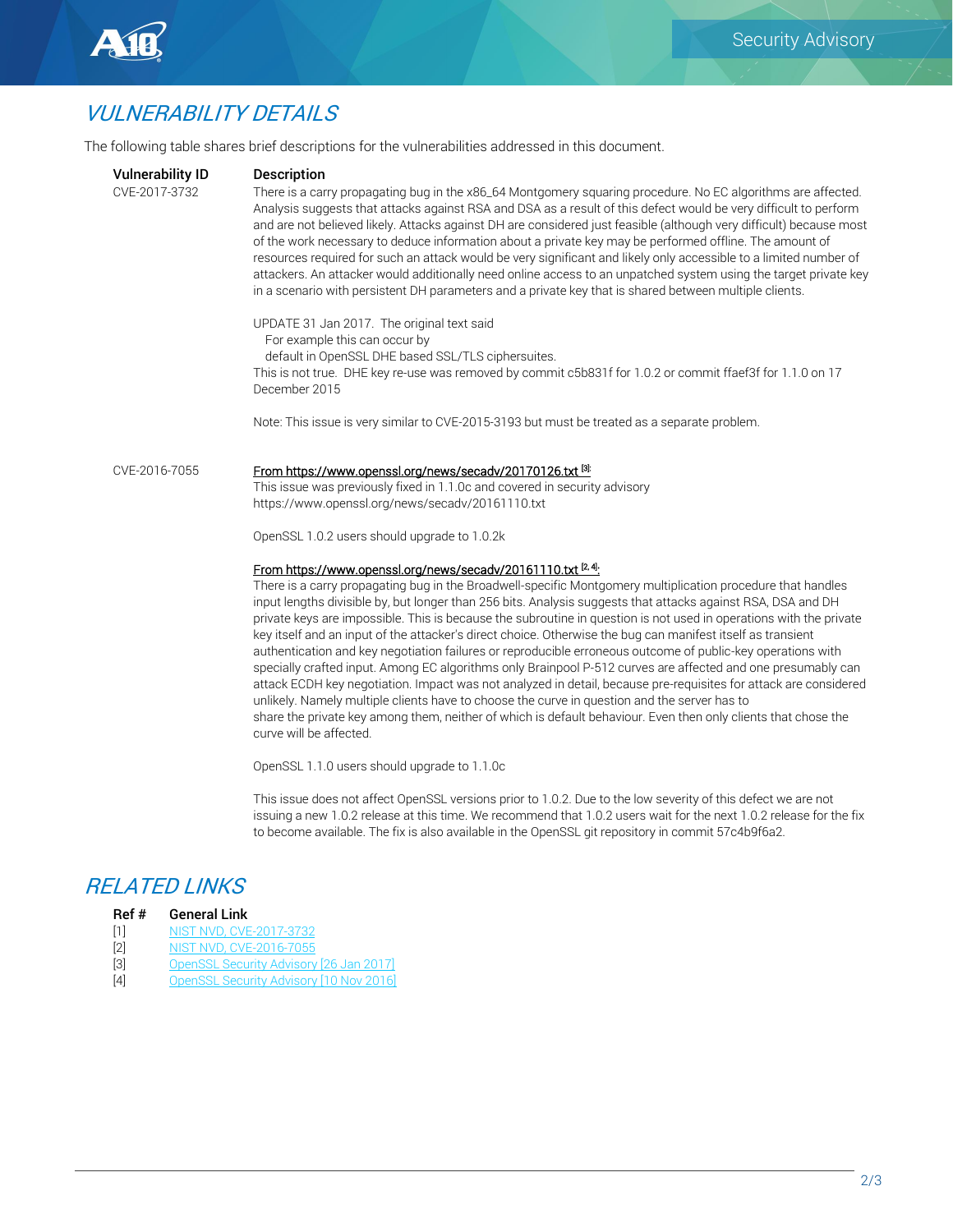## *VULNERABILITY DETAILS*

The following table shares brief descriptions for the vulnerabilities addressed in this document.

| Vulnerability ID | Description |
|---|---|
| CVE-2017-3732 | There is a carry propagating bug in the x86_64 Montgomery squaring procedure. No EC algorithms are affected. Analysis suggests that attacks against RSA and DSA as a result of this defect would be very difficult to perform and are not believed likely. Attacks against DH are considered just feasible (although very difficult) because most of the work necessary to deduce information about a private key may be performed offline. The amount of resources required for such an attack would be very significant and likely only accessible to a limited number of attackers. An attacker would additionally need online access to an unpatched system using the target private key in a scenario with persistent DH parameters and a private key that is shared between multiple clients.<br><br>UPDATE 31 Jan 2017. The original text said<br>For example this can occur by<br>default in OpenSSL DHE based SSL/TLS ciphersuites.<br>This is not true. DHE key re-use was removed by commit c5b831f for 1.0.2 or commit ffaef3f for 1.1.0 on 17 December 2015<br><br>Note: This issue is very similar to CVE-2015-3193 but must be treated as a separate problem. |
| CVE-2016-7055 | From https://www.openssl.org/news/secadv/20170126.txt [3]:<br>This issue was previously fixed in 1.1.0c and covered in security advisory https://www.openssl.org/news/secadv/20161110.txt<br><br>OpenSSL 1.0.2 users should upgrade to 1.0.2k<br><br>From https://www.openssl.org/news/secadv/20161110.txt [2, 4]:<br>There is a carry propagating bug in the Broadwell-specific Montgomery multiplication procedure that handles input lengths divisible by, but longer than 256 bits. Analysis suggests that attacks against RSA, DSA and DH private keys are impossible. This is because the subroutine in question is not used in operations with the private key itself and an input of the attacker's direct choice. Otherwise the bug can manifest itself as transient authentication and key negotiation failures or reproducible erroneous outcome of public-key operations with specially crafted input. Among EC algorithms only Brainpool P-512 curves are affected and one presumably can attack ECDH key negotiation. Impact was not analyzed in detail, because pre-requisites for attack are considered unlikely. Namely multiple clients have to choose the curve in question and the server has to share the private key among them, neither of which is default behaviour. Even then only clients that chose the curve will be affected.<br><br>OpenSSL 1.1.0 users should upgrade to 1.1.0c<br><br>This issue does not affect OpenSSL versions prior to 1.0.2. Due to the low severity of this defect we are not issuing a new 1.0.2 release at this time. We recommend that 1.0.2 users wait for the next 1.0.2 release for the fix to become available. The fix is also available in the OpenSSL git repository in commit 57c4b9f6a2. |

## *RELATED LINKS*

| Ref # | General Link |
|---|---|
| [1] | NIST NVD, CVE-2017-3732 |
| [2] | NIST NVD, CVE-2016-7055 |
| [3] | OpenSSL Security Advisory [26 Jan 2017] |
| [4] | OpenSSL Security Advisory [10 Nov 2016] |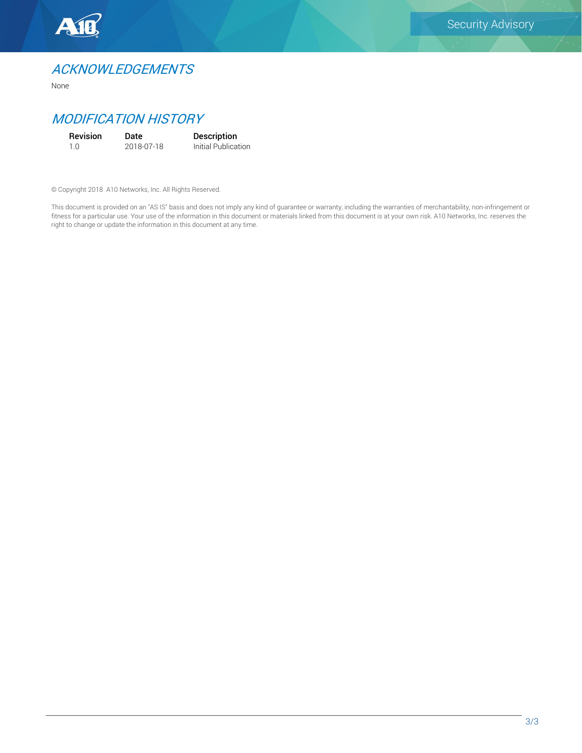## ACKNOWLEDGEMENTS

None

## MODIFICATION HISTORY

| Revision | Date | Description |
| --- | --- | --- |
| 1.0 | 2018-07-18 | Initial Publication |

© Copyright 2018 A10 Networks, Inc. All Rights Reserved.

This document is provided on an "AS IS" basis and does not imply any kind of guarantee or warranty, including the warranties of merchantability, non-infringement or fitness for a particular use. Your use of the information in this document or materials linked from this document is at your own risk. A10 Networks, Inc. reserves the right to change or update the information in this document at any time.